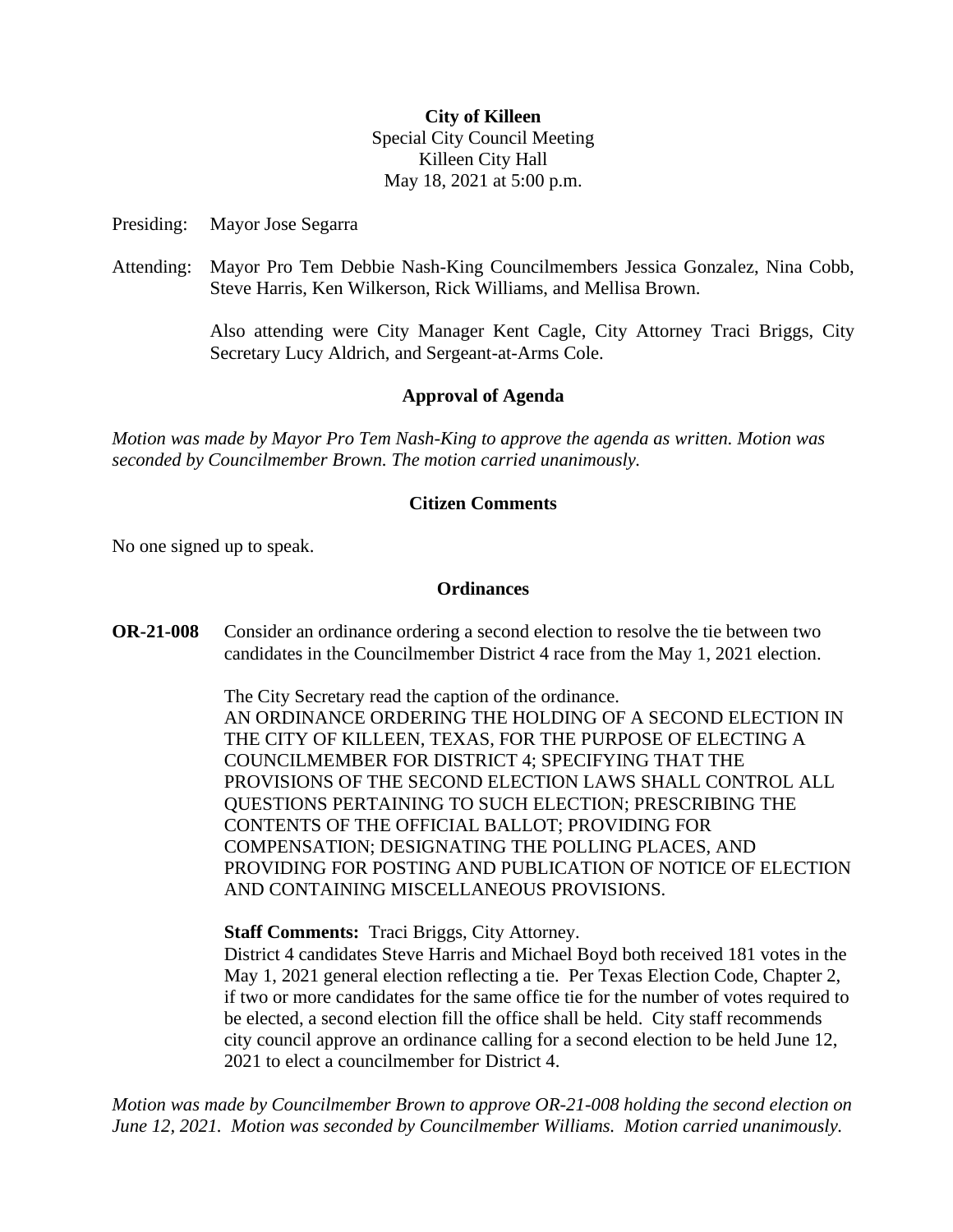**City of Killeen**
Special City Council Meeting
Killeen City Hall
May 18, 2021 at 5:00 p.m.

Presiding: Mayor Jose Segarra

Attending: Mayor Pro Tem Debbie Nash-King Councilmembers Jessica Gonzalez, Nina Cobb, Steve Harris, Ken Wilkerson, Rick Williams, and Mellisa Brown.

Also attending were City Manager Kent Cagle, City Attorney Traci Briggs, City Secretary Lucy Aldrich, and Sergeant-at-Arms Cole.

## Approval of Agenda

*Motion was made by Mayor Pro Tem Nash-King to approve the agenda as written. Motion was seconded by Councilmember Brown. The motion carried unanimously.*

## Citizen Comments

No one signed up to speak.

## Ordinances

**OR-21-008** Consider an ordinance ordering a second election to resolve the tie between two candidates in the Councilmember District 4 race from the May 1, 2021 election.

The City Secretary read the caption of the ordinance.
AN ORDINANCE ORDERING THE HOLDING OF A SECOND ELECTION IN THE CITY OF KILLEEN, TEXAS, FOR THE PURPOSE OF ELECTING A COUNCILMEMBER FOR DISTRICT 4; SPECIFYING THAT THE PROVISIONS OF THE SECOND ELECTION LAWS SHALL CONTROL ALL QUESTIONS PERTAINING TO SUCH ELECTION; PRESCRIBING THE CONTENTS OF THE OFFICIAL BALLOT; PROVIDING FOR COMPENSATION; DESIGNATING THE POLLING PLACES, AND PROVIDING FOR POSTING AND PUBLICATION OF NOTICE OF ELECTION AND CONTAINING MISCELLANEOUS PROVISIONS.

**Staff Comments:** Traci Briggs, City Attorney.
District 4 candidates Steve Harris and Michael Boyd both received 181 votes in the May 1, 2021 general election reflecting a tie. Per Texas Election Code, Chapter 2, if two or more candidates for the same office tie for the number of votes required to be elected, a second election fill the office shall be held. City staff recommends city council approve an ordinance calling for a second election to be held June 12, 2021 to elect a councilmember for District 4.

*Motion was made by Councilmember Brown to approve OR-21-008 holding the second election on June 12, 2021. Motion was seconded by Councilmember Williams. Motion carried unanimously.*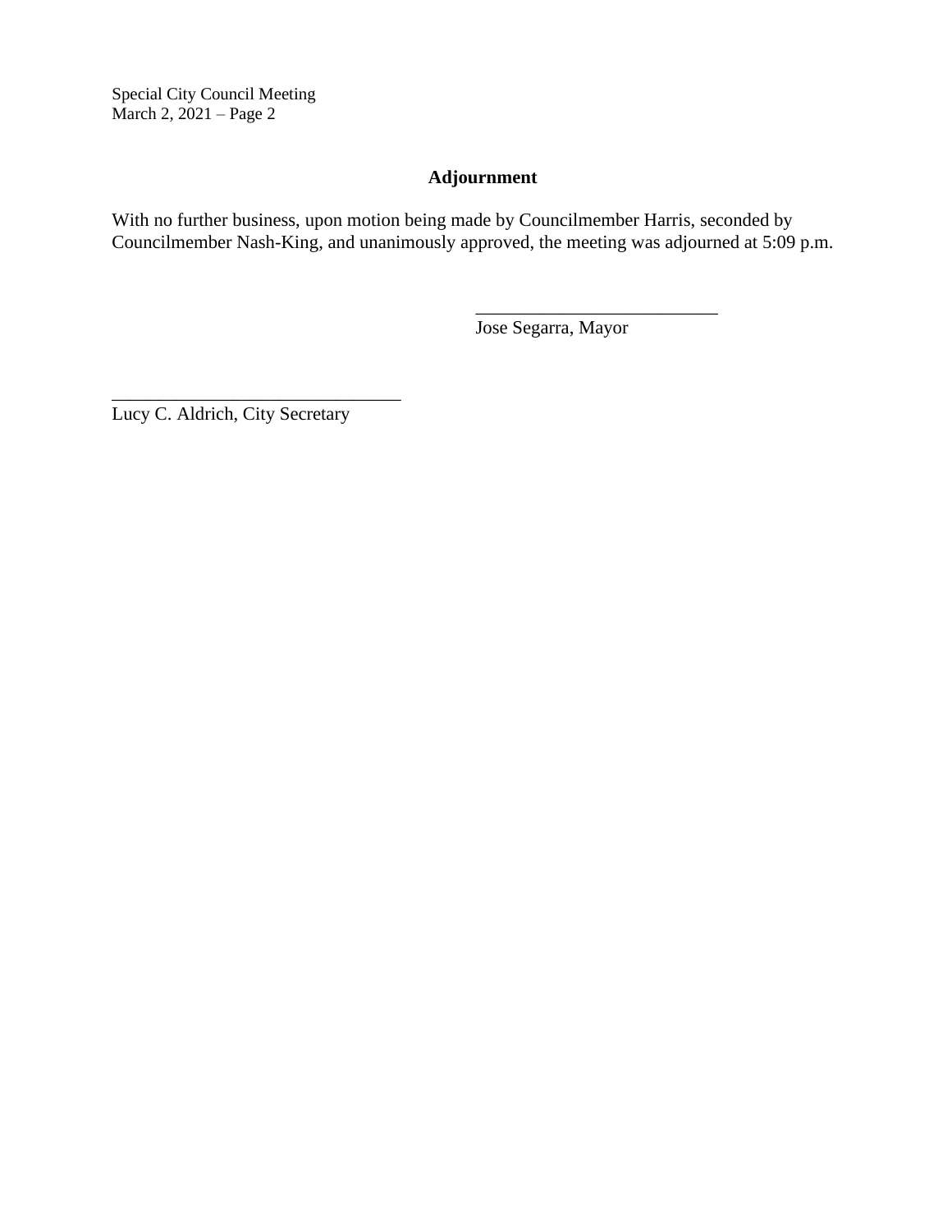## Adjournment

With no further business, upon motion being made by Councilmember Harris, seconded by Councilmember Nash-King, and unanimously approved, the meeting was adjourned at 5:09 p.m.

\_\_\_\_\_\_\_\_\_\_\_\_\_\_\_\_\_\_\_\_\_\_\_\_\_\_\_
Jose Segarra, Mayor

\_\_\_\_\_\_\_\_\_\_\_\_\_\_\_\_\_\_\_\_\_\_\_\_\_\_\_\_\_\_\_\_
Lucy C. Aldrich, City Secretary